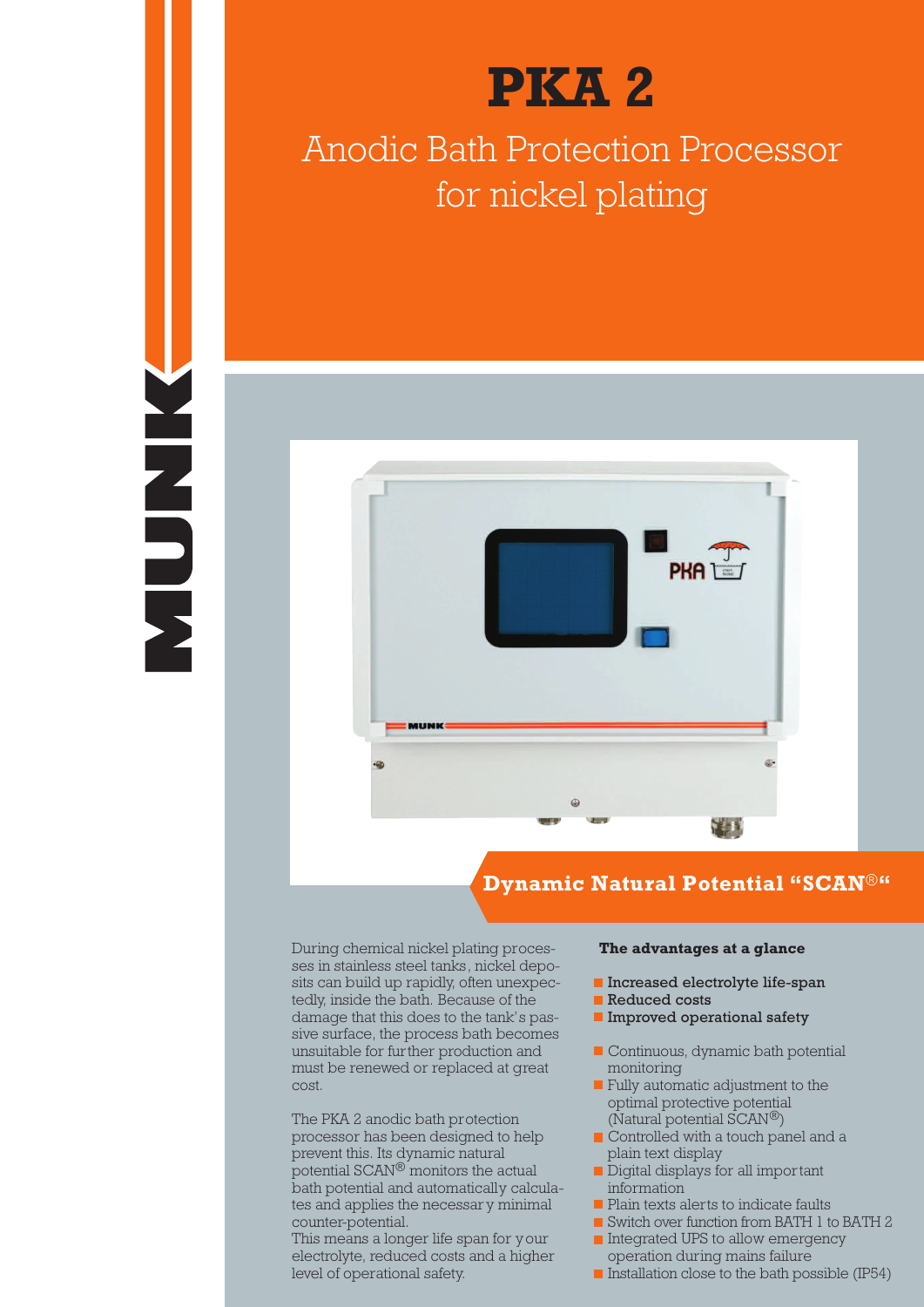# PKA 2

## Anodic Bath Protection Processor for nickel plating

## Dynamic Natural Potential "SCAN®"

During chemical nickel plating processes in stainless steel tanks, nickel deposits can build up rapidly, often unexpectedly, inside the bath. Because of the damage that this does to the tank's passive surface, the process bath becomes unsuitable for further production and must be renewed or replaced at great cost.

The PKA 2 anodic bath protection processor has been designed to help prevent this. Its dynamic natural potential SCAN® monitors the actual bath potential and automatically calculates and applies the necessary minimal counter-potential.
This means a longer life span for your electrolyte, reduced costs and a higher level of operational safety.

**The advantages at a glance**

- **Increased electrolyte life-span**
- **Reduced costs**
- **Improved operational safety**

- Continuous, dynamic bath potential monitoring
- Fully automatic adjustment to the optimal protective potential (Natural potential SCAN®)
- Controlled with a touch panel and a plain text display
- Digital displays for all important information
- Plain texts alerts to indicate faults
- Switch over function from BATH 1 to BATH 2
- Integrated UPS to allow emergency operation during mains failure
- Installation close to the bath possible (IP54)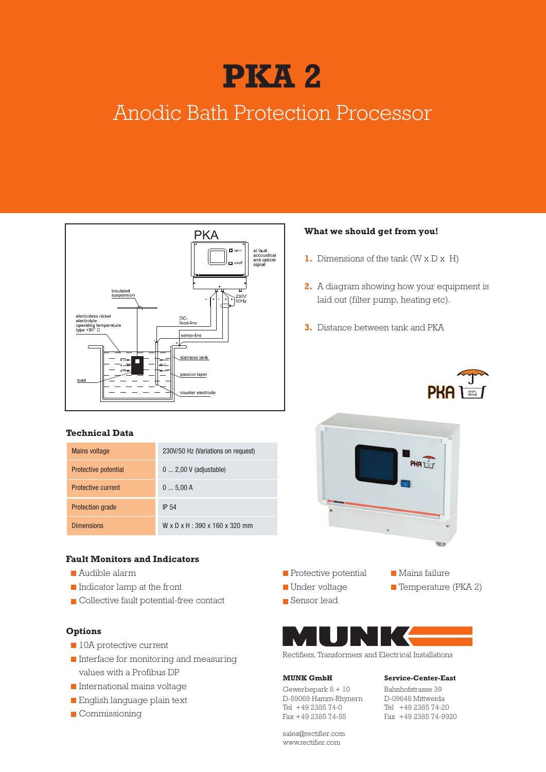# PKA 2

## Anodic Bath Protection Processor

PKA

at fault: accoustical and optical signal

insulated suspension

230V 50Hz

electroless nickel electrolyte operating temperature type +90° C

DC-feed-line

sense-line

stainless tank

passive layer

load

counter electrode

**What we should get from you!**

1. Dimensions of the tank (W x D x H)
2. A diagram showing how your equipment is laid out (filter pump, heating etc).
3. Distance between tank and PKA

### Technical Data

| | |
|---|---|
| Mains voltage | 230V/50 Hz (Variations on request) |
| Protective potential | 0 ... 2,00 V (adjustable) |
| Protective current | 0 ... 5,00 A |
| Protection grade | IP 54 |
| Dimensions | W x D x H : 390 x 160 x 320 mm |

### Fault Monitors and Indicators

- Audible alarm
- Indicator lamp at the front
- Collective fault potential-free contact
- Protective potential
- Under voltage
- Sensor lead
- Mains failure
- Temperature (PKA 2)

### Options

- 10A protective current
- Interface for monitoring and measuring values with a Profibus DP
- International mains voltage
- English language plain text
- Commissioning

MUNK

Rectifiers, Transformers and Electrical Installations

**MUNK GmbH**
Gewerbepark 8 + 10
D-59069 Hamm-Rhynern
Tel +49 2385 74-0
Fax +49 2385 74-55

**Service-Center-East**
Bahnhofstrasse 39
D-09648 Mittweida
Tel +49 2385 74-20
Fax +49 2385 74-9920

sales@rectifier.com
www.rectifier.com